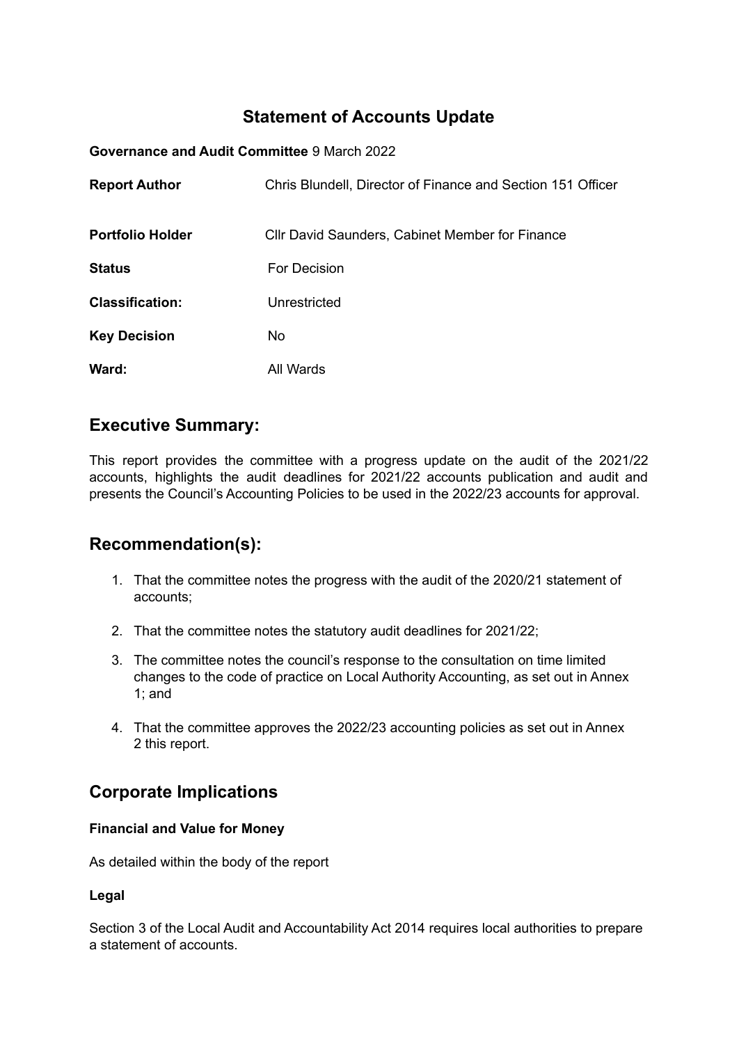# Statement of Accounts Update

**Governance and Audit Committee** 9 March 2022

| | |
|---|---|
| **Report Author** | Chris Blundell, Director of Finance and Section 151 Officer |
| **Portfolio Holder** | Cllr David Saunders, Cabinet Member for Finance |
| **Status** | For Decision |
| **Classification:** | Unrestricted |
| **Key Decision** | No |
| **Ward:** | All Wards |

## Executive Summary:

This report provides the committee with a progress update on the audit of the 2021/22 accounts, highlights the audit deadlines for 2021/22 accounts publication and audit and presents the Council's Accounting Policies to be used in the 2022/23 accounts for approval.

## Recommendation(s):

1. That the committee notes the progress with the audit of the 2020/21 statement of accounts;
2. That the committee notes the statutory audit deadlines for 2021/22;
3. The committee notes the council's response to the consultation on time limited changes to the code of practice on Local Authority Accounting, as set out in Annex 1; and
4. That the committee approves the 2022/23 accounting policies as set out in Annex 2 this report.

## Corporate Implications

### Financial and Value for Money

As detailed within the body of the report

### Legal

Section 3 of the Local Audit and Accountability Act 2014 requires local authorities to prepare a statement of accounts.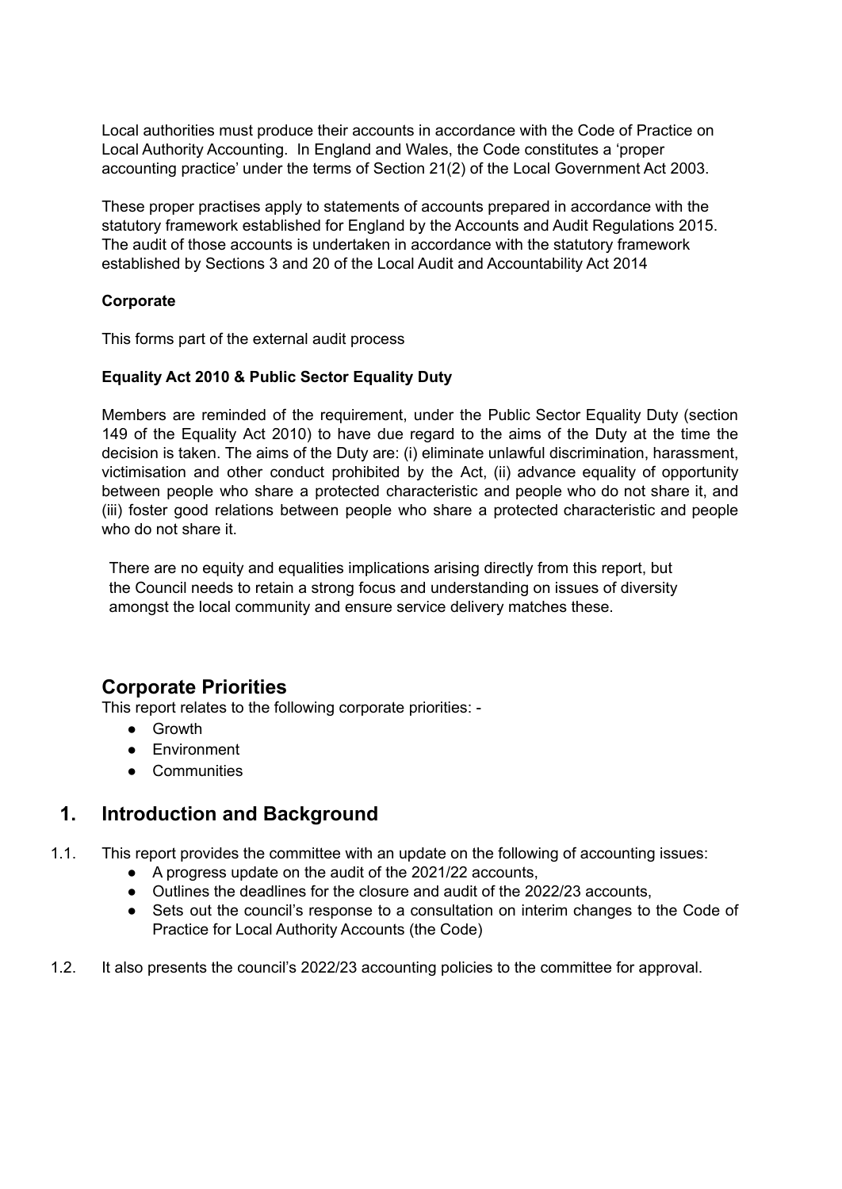Local authorities must produce their accounts in accordance with the Code of Practice on Local Authority Accounting. In England and Wales, the Code constitutes a 'proper accounting practice' under the terms of Section 21(2) of the Local Government Act 2003.

These proper practises apply to statements of accounts prepared in accordance with the statutory framework established for England by the Accounts and Audit Regulations 2015. The audit of those accounts is undertaken in accordance with the statutory framework established by Sections 3 and 20 of the Local Audit and Accountability Act 2014

**Corporate**

This forms part of the external audit process

**Equality Act 2010 & Public Sector Equality Duty**

Members are reminded of the requirement, under the Public Sector Equality Duty (section 149 of the Equality Act 2010) to have due regard to the aims of the Duty at the time the decision is taken. The aims of the Duty are: (i) eliminate unlawful discrimination, harassment, victimisation and other conduct prohibited by the Act, (ii) advance equality of opportunity between people who share a protected characteristic and people who do not share it, and (iii) foster good relations between people who share a protected characteristic and people who do not share it.

There are no equity and equalities implications arising directly from this report, but the Council needs to retain a strong focus and understanding on issues of diversity amongst the local community and ensure service delivery matches these.

## Corporate Priorities

This report relates to the following corporate priorities: -

- Growth
- Environment
- Communities

## 1. Introduction and Background

1.1. This report provides the committee with an update on the following of accounting issues:

- A progress update on the audit of the 2021/22 accounts,
- Outlines the deadlines for the closure and audit of the 2022/23 accounts,
- Sets out the council's response to a consultation on interim changes to the Code of Practice for Local Authority Accounts (the Code)

1.2. It also presents the council's 2022/23 accounting policies to the committee for approval.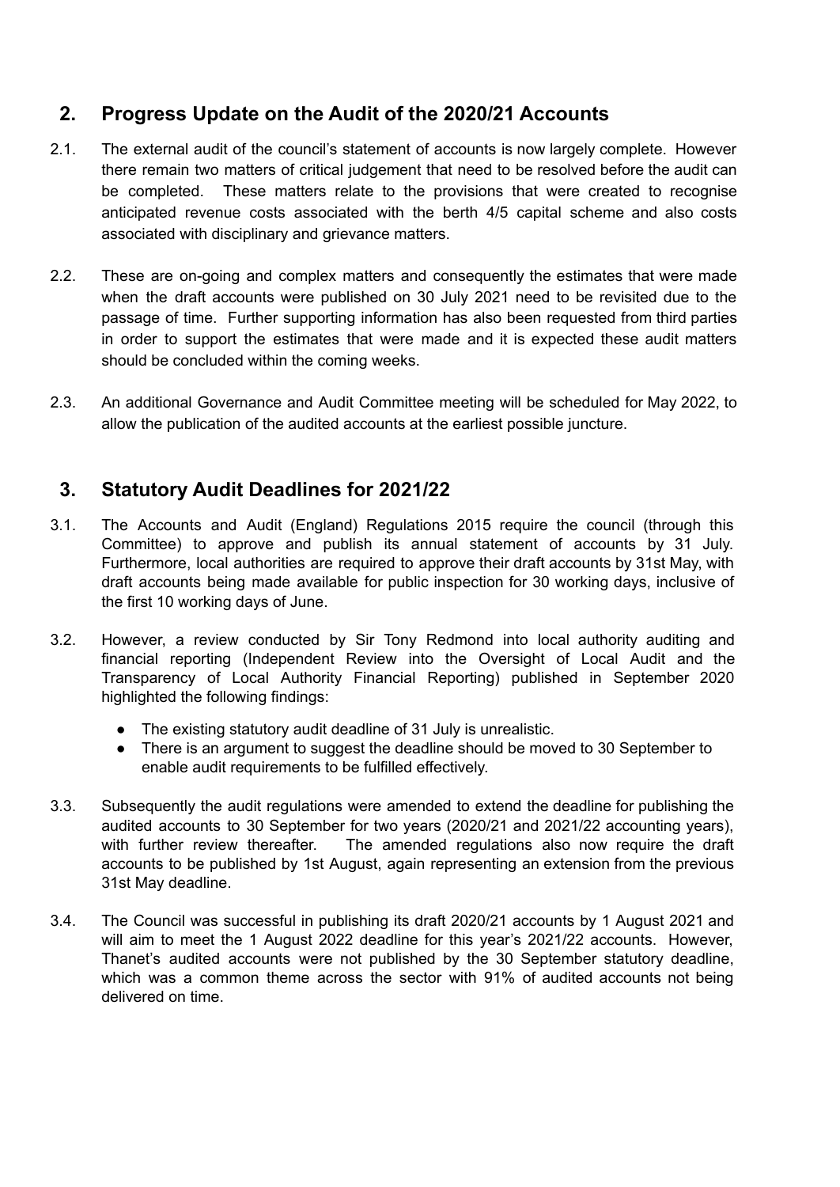## 2. Progress Update on the Audit of the 2020/21 Accounts

2.1. The external audit of the council's statement of accounts is now largely complete. However there remain two matters of critical judgement that need to be resolved before the audit can be completed. These matters relate to the provisions that were created to recognise anticipated revenue costs associated with the berth 4/5 capital scheme and also costs associated with disciplinary and grievance matters.

2.2. These are on-going and complex matters and consequently the estimates that were made when the draft accounts were published on 30 July 2021 need to be revisited due to the passage of time. Further supporting information has also been requested from third parties in order to support the estimates that were made and it is expected these audit matters should be concluded within the coming weeks.

2.3. An additional Governance and Audit Committee meeting will be scheduled for May 2022, to allow the publication of the audited accounts at the earliest possible juncture.

## 3. Statutory Audit Deadlines for 2021/22

3.1. The Accounts and Audit (England) Regulations 2015 require the council (through this Committee) to approve and publish its annual statement of accounts by 31 July. Furthermore, local authorities are required to approve their draft accounts by 31st May, with draft accounts being made available for public inspection for 30 working days, inclusive of the first 10 working days of June.

3.2. However, a review conducted by Sir Tony Redmond into local authority auditing and financial reporting (Independent Review into the Oversight of Local Audit and the Transparency of Local Authority Financial Reporting) published in September 2020 highlighted the following findings:

- The existing statutory audit deadline of 31 July is unrealistic.
- There is an argument to suggest the deadline should be moved to 30 September to enable audit requirements to be fulfilled effectively.

3.3. Subsequently the audit regulations were amended to extend the deadline for publishing the audited accounts to 30 September for two years (2020/21 and 2021/22 accounting years), with further review thereafter. The amended regulations also now require the draft accounts to be published by 1st August, again representing an extension from the previous 31st May deadline.

3.4. The Council was successful in publishing its draft 2020/21 accounts by 1 August 2021 and will aim to meet the 1 August 2022 deadline for this year's 2021/22 accounts. However, Thanet's audited accounts were not published by the 30 September statutory deadline, which was a common theme across the sector with 91% of audited accounts not being delivered on time.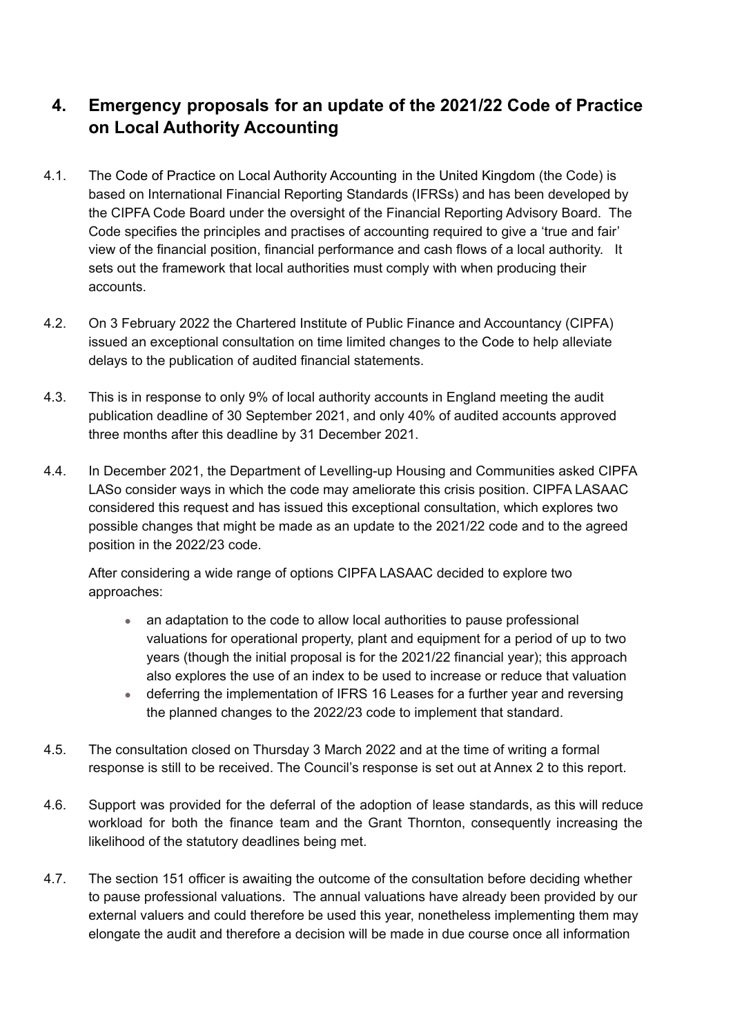## 4. Emergency proposals for an update of the 2021/22 Code of Practice on Local Authority Accounting

4.1. The Code of Practice on Local Authority Accounting in the United Kingdom (the Code) is based on International Financial Reporting Standards (IFRSs) and has been developed by the CIPFA Code Board under the oversight of the Financial Reporting Advisory Board. The Code specifies the principles and practises of accounting required to give a 'true and fair' view of the financial position, financial performance and cash flows of a local authority. It sets out the framework that local authorities must comply with when producing their accounts.

4.2. On 3 February 2022 the Chartered Institute of Public Finance and Accountancy (CIPFA) issued an exceptional consultation on time limited changes to the Code to help alleviate delays to the publication of audited financial statements.

4.3. This is in response to only 9% of local authority accounts in England meeting the audit publication deadline of 30 September 2021, and only 40% of audited accounts approved three months after this deadline by 31 December 2021.

4.4. In December 2021, the Department of Levelling-up Housing and Communities asked CIPFA LASo consider ways in which the code may ameliorate this crisis position. CIPFA LASAAC considered this request and has issued this exceptional consultation, which explores two possible changes that might be made as an update to the 2021/22 code and to the agreed position in the 2022/23 code.

After considering a wide range of options CIPFA LASAAC decided to explore two approaches:

- an adaptation to the code to allow local authorities to pause professional valuations for operational property, plant and equipment for a period of up to two years (though the initial proposal is for the 2021/22 financial year); this approach also explores the use of an index to be used to increase or reduce that valuation
- deferring the implementation of IFRS 16 Leases for a further year and reversing the planned changes to the 2022/23 code to implement that standard.

4.5. The consultation closed on Thursday 3 March 2022 and at the time of writing a formal response is still to be received. The Council's response is set out at Annex 2 to this report.

4.6. Support was provided for the deferral of the adoption of lease standards, as this will reduce workload for both the finance team and the Grant Thornton, consequently increasing the likelihood of the statutory deadlines being met.

4.7. The section 151 officer is awaiting the outcome of the consultation before deciding whether to pause professional valuations. The annual valuations have already been provided by our external valuers and could therefore be used this year, nonetheless implementing them may elongate the audit and therefore a decision will be made in due course once all information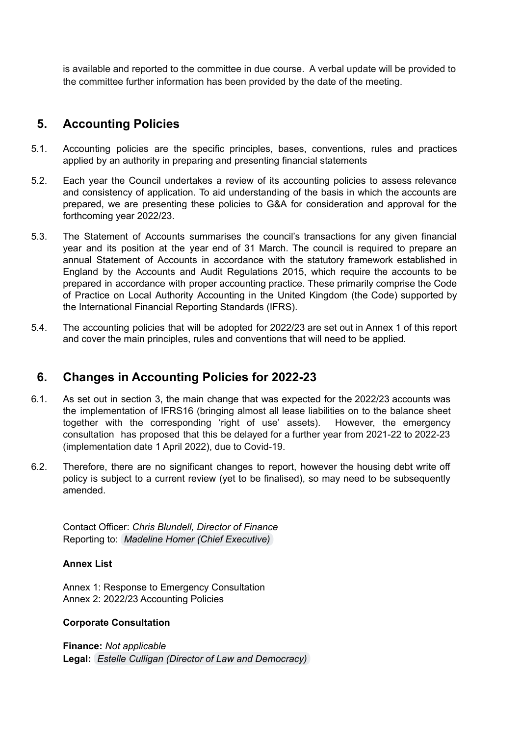is available and reported to the committee in due course. A verbal update will be provided to the committee further information has been provided by the date of the meeting.

## 5. Accounting Policies

5.1. Accounting policies are the specific principles, bases, conventions, rules and practices applied by an authority in preparing and presenting financial statements

5.2. Each year the Council undertakes a review of its accounting policies to assess relevance and consistency of application. To aid understanding of the basis in which the accounts are prepared, we are presenting these policies to G&A for consideration and approval for the forthcoming year 2022/23.

5.3. The Statement of Accounts summarises the council's transactions for any given financial year and its position at the year end of 31 March. The council is required to prepare an annual Statement of Accounts in accordance with the statutory framework established in England by the Accounts and Audit Regulations 2015, which require the accounts to be prepared in accordance with proper accounting practice. These primarily comprise the Code of Practice on Local Authority Accounting in the United Kingdom (the Code) supported by the International Financial Reporting Standards (IFRS).

5.4. The accounting policies that will be adopted for 2022/23 are set out in Annex 1 of this report and cover the main principles, rules and conventions that will need to be applied.

## 6. Changes in Accounting Policies for 2022-23

6.1. As set out in section 3, the main change that was expected for the 2022/23 accounts was the implementation of IFRS16 (bringing almost all lease liabilities on to the balance sheet together with the corresponding 'right of use' assets). However, the emergency consultation has proposed that this be delayed for a further year from 2021-22 to 2022-23 (implementation date 1 April 2022), due to Covid-19.

6.2. Therefore, there are no significant changes to report, however the housing debt write off policy is subject to a current review (yet to be finalised), so may need to be subsequently amended.

Contact Officer: *Chris Blundell, Director of Finance*
Reporting to: *Madeline Homer (Chief Executive)*

**Annex List**

Annex 1: Response to Emergency Consultation
Annex 2: 2022/23 Accounting Policies

**Corporate Consultation**

**Finance:** *Not applicable*
**Legal:** *Estelle Culligan (Director of Law and Democracy)*